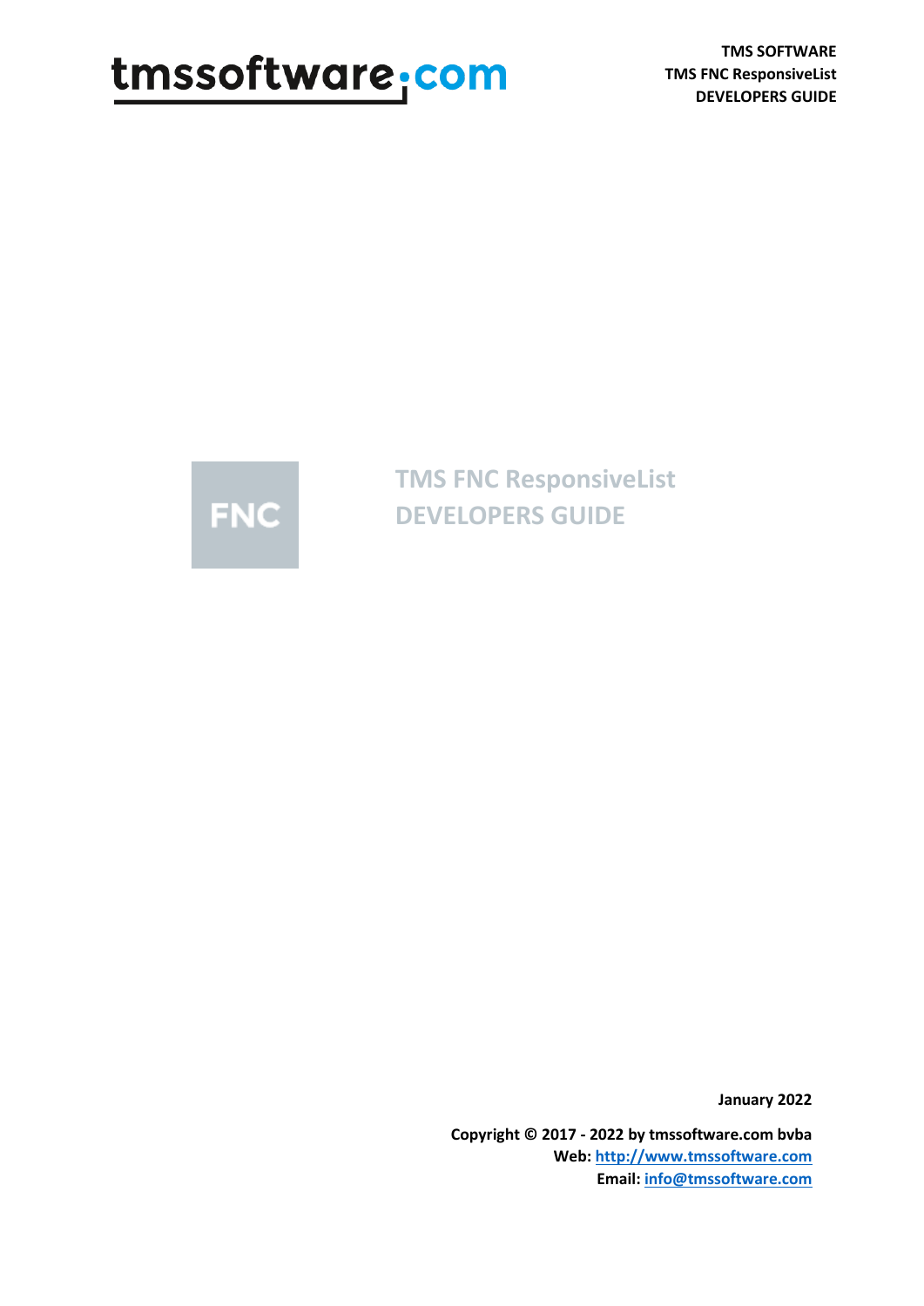TMS SOFTWARE
TMS FNC ResponsiveList
DEVELOPERS GUIDE

# TMS FNC ResponsiveList DEVELOPERS GUIDE

January 2022

**Copyright © 2017 - 2022 by tmssoftware.com bvba**
**Web: [http://www.tmssoftware.com](http://www.tmssoftware.com)**
**Email: [info@tmssoftware.com](mailto:info@tmssoftware.com)**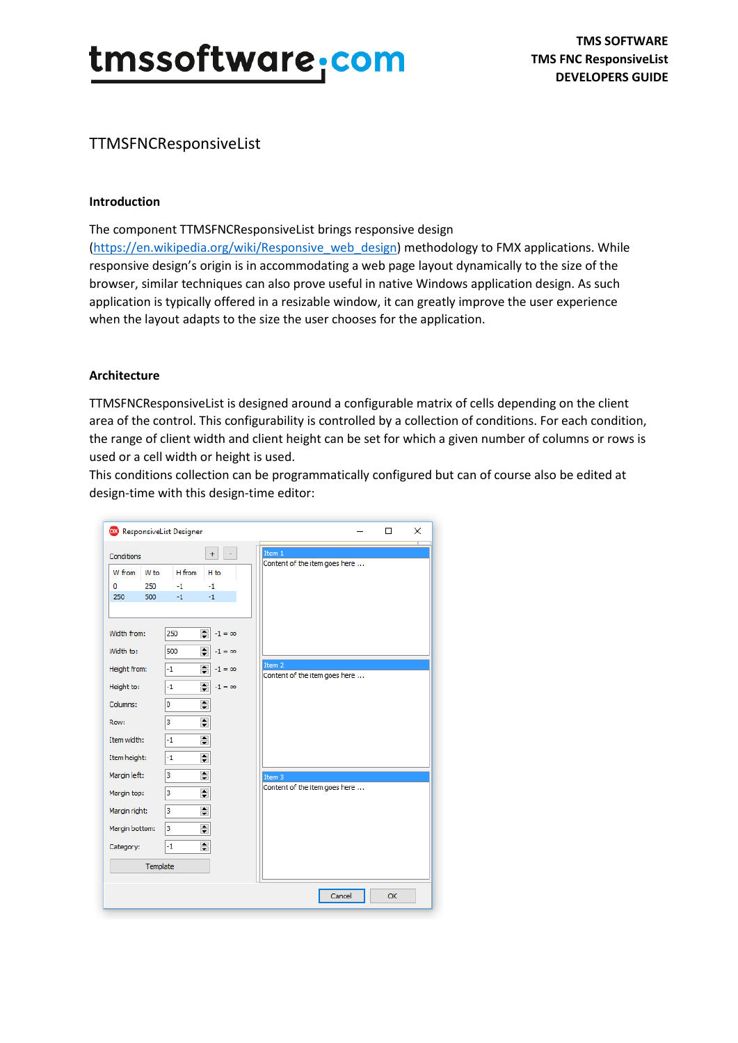# TTMSFNCResponsiveList

## Introduction

The component TTMSFNCResponsiveList brings responsive design (https://en.wikipedia.org/wiki/Responsive_web_design) methodology to FMX applications. While responsive design's origin is in accommodating a web page layout dynamically to the size of the browser, similar techniques can also prove useful in native Windows application design. As such application is typically offered in a resizable window, it can greatly improve the user experience when the layout adapts to the size the user chooses for the application.

## Architecture

TTMSFNCResponsiveList is designed around a configurable matrix of cells depending on the client area of the control. This configurability is controlled by a collection of conditions. For each condition, the range of client width and client height can be set for which a given number of columns or rows is used or a cell width or height is used.

This conditions collection can be programmatically configured but can of course also be edited at design-time with this design-time editor: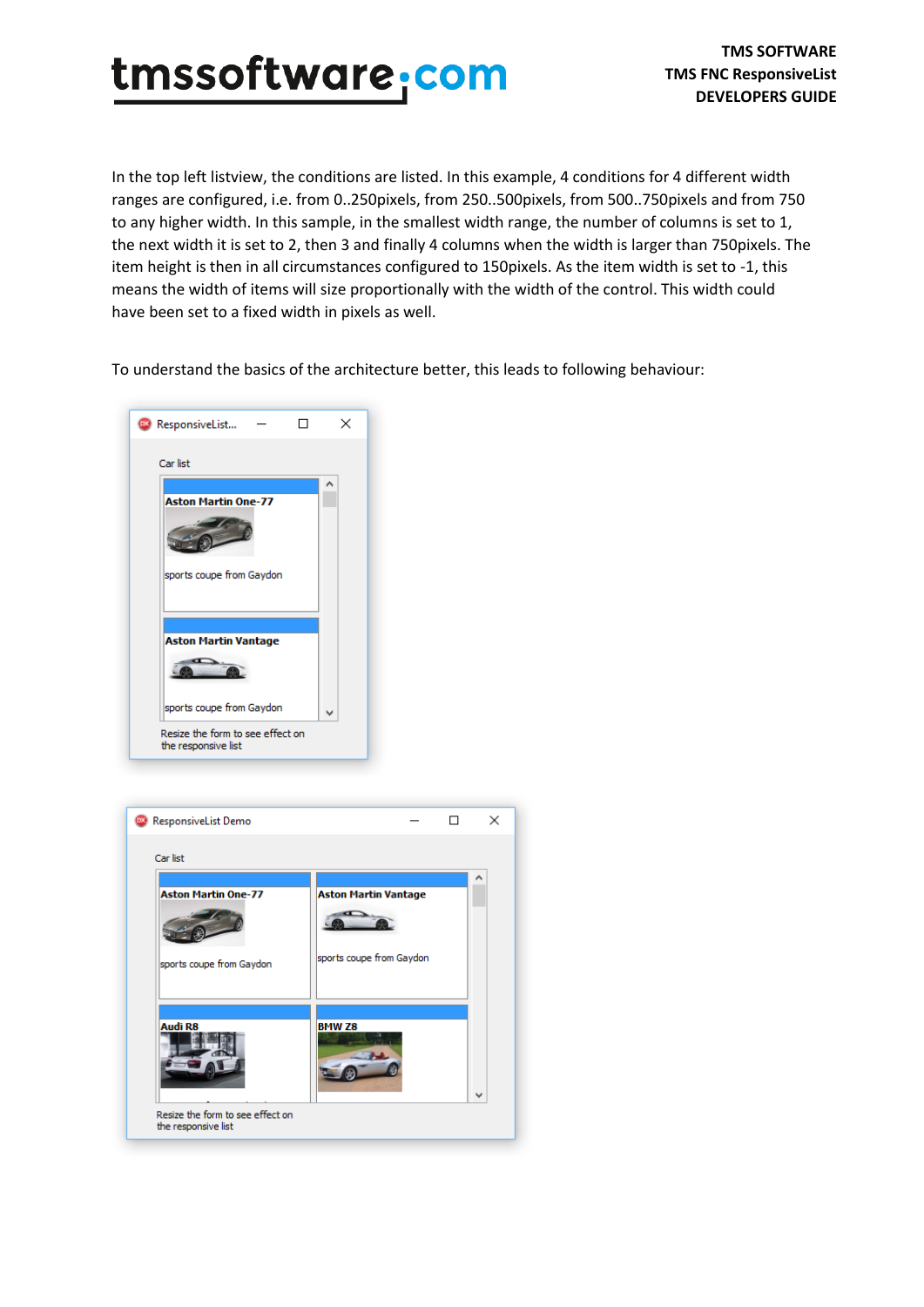In the top left listview, the conditions are listed. In this example, 4 conditions for 4 different width ranges are configured, i.e. from 0..250pixels, from 250..500pixels, from 500..750pixels and from 750 to any higher width. In this sample, in the smallest width range, the number of columns is set to 1, the next width it is set to 2, then 3 and finally 4 columns when the width is larger than 750pixels. The item height is then in all circumstances configured to 150pixels. As the item width is set to -1, this means the width of items will size proportionally with the width of the control. This width could have been set to a fixed width in pixels as well.

To understand the basics of the architecture better, this leads to following behaviour: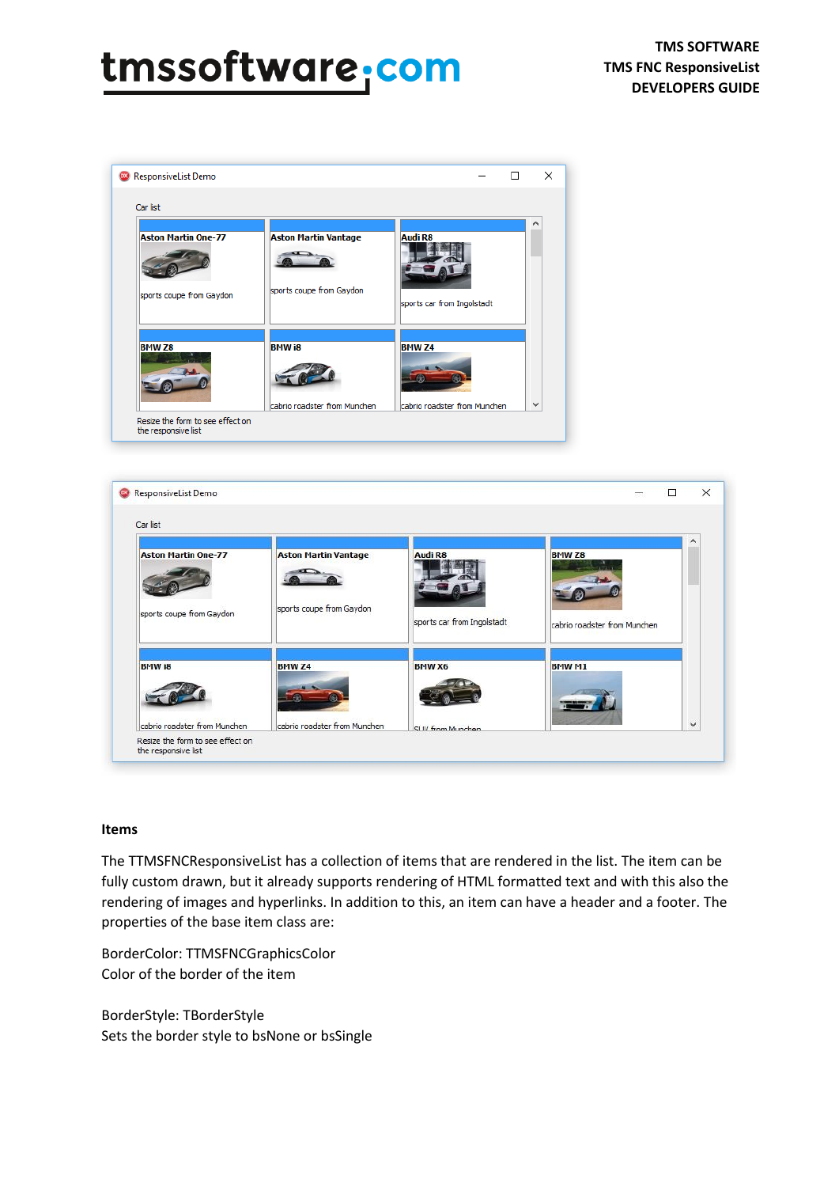## Items

The TTMSFNCResponsiveList has a collection of items that are rendered in the list. The item can be fully custom drawn, but it already supports rendering of HTML formatted text and with this also the rendering of images and hyperlinks. In addition to this, an item can have a header and a footer. The properties of the base item class are:

BorderColor: TTMSFNCGraphicsColor
Color of the border of the item

BorderStyle: TBorderStyle
Sets the border style to bsNone or bsSingle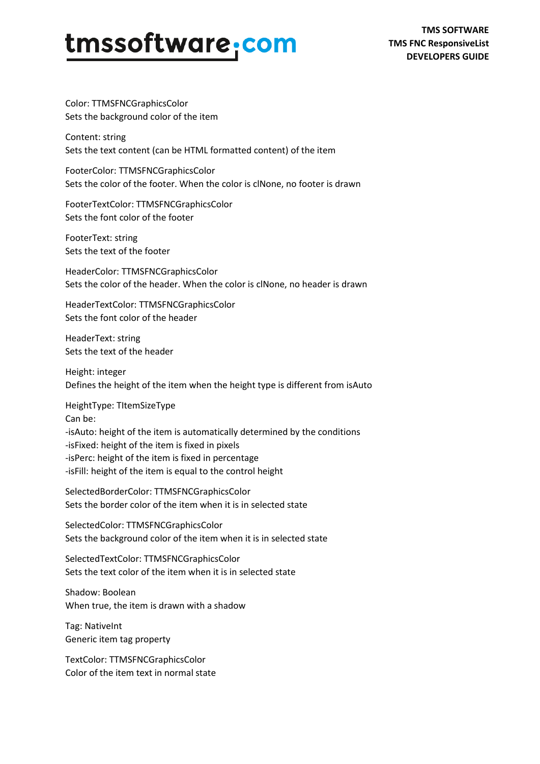Color: TTMSFNCGraphicsColor
Sets the background color of the item

Content: string
Sets the text content (can be HTML formatted content) of the item

FooterColor: TTMSFNCGraphicsColor
Sets the color of the footer. When the color is clNone, no footer is drawn

FooterTextColor: TTMSFNCGraphicsColor
Sets the font color of the footer

FooterText: string
Sets the text of the footer

HeaderColor: TTMSFNCGraphicsColor
Sets the color of the header. When the color is clNone, no header is drawn

HeaderTextColor: TTMSFNCGraphicsColor
Sets the font color of the header

HeaderText: string
Sets the text of the header

Height: integer
Defines the height of the item when the height type is different from isAuto

HeightType: TItemSizeType
Can be:
-isAuto: height of the item is automatically determined by the conditions
-isFixed: height of the item is fixed in pixels
-isPerc: height of the item is fixed in percentage
-isFill: height of the item is equal to the control height

SelectedBorderColor: TTMSFNCGraphicsColor
Sets the border color of the item when it is in selected state

SelectedColor: TTMSFNCGraphicsColor
Sets the background color of the item when it is in selected state

SelectedTextColor: TTMSFNCGraphicsColor
Sets the text color of the item when it is in selected state

Shadow: Boolean
When true, the item is drawn with a shadow

Tag: NativeInt
Generic item tag property

TextColor: TTMSFNCGraphicsColor
Color of the item text in normal state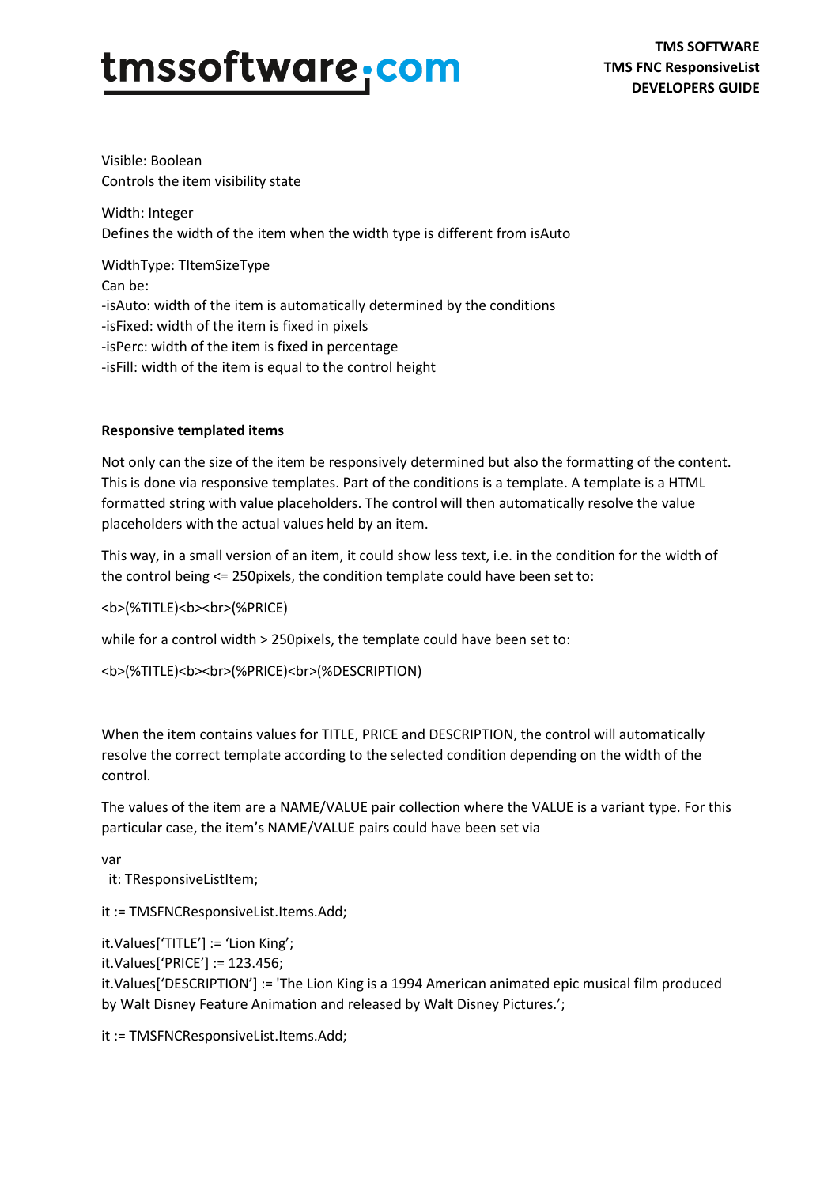Visible: Boolean
Controls the item visibility state

Width: Integer
Defines the width of the item when the width type is different from isAuto

WidthType: TItemSizeType
Can be:
-isAuto: width of the item is automatically determined by the conditions
-isFixed: width of the item is fixed in pixels
-isPerc: width of the item is fixed in percentage
-isFill: width of the item is equal to the control height

**Responsive templated items**

Not only can the size of the item be responsively determined but also the formatting of the content. This is done via responsive templates. Part of the conditions is a template. A template is a HTML formatted string with value placeholders. The control will then automatically resolve the value placeholders with the actual values held by an item.

This way, in a small version of an item, it could show less text, i.e. in the condition for the width of the control being <= 250pixels, the condition template could have been set to:

<b>(%TITLE)<b><br>(%PRICE)

while for a control width > 250pixels, the template could have been set to:

<b>(%TITLE)<b><br>(%PRICE)<br>(%DESCRIPTION)

When the item contains values for TITLE, PRICE and DESCRIPTION, the control will automatically resolve the correct template according to the selected condition depending on the width of the control.

The values of the item are a NAME/VALUE pair collection where the VALUE is a variant type. For this particular case, the item's NAME/VALUE pairs could have been set via

```
var
  it: TResponsiveListItem;

it := TMSFNCResponsiveList.Items.Add;

it.Values['TITLE'] := 'Lion King';
it.Values['PRICE'] := 123.456;
it.Values['DESCRIPTION'] := 'The Lion King is a 1994 American animated epic musical film produced by Walt Disney Feature Animation and released by Walt Disney Pictures.';

it := TMSFNCResponsiveList.Items.Add;
```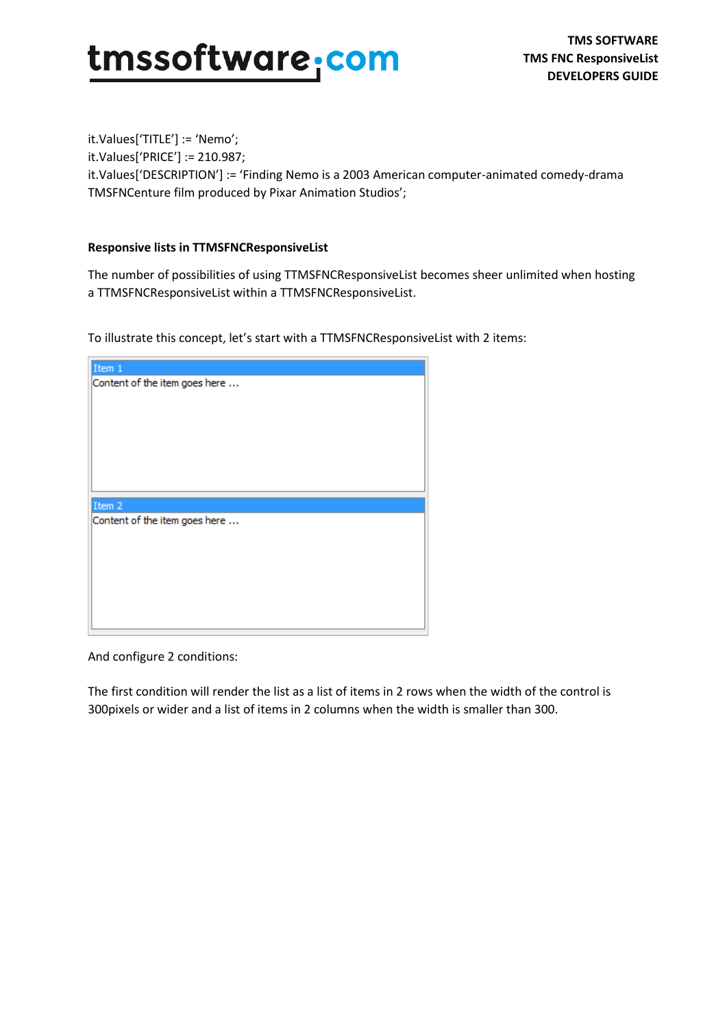```
it.Values['TITLE'] := 'Nemo';
it.Values['PRICE'] := 210.987;
it.Values['DESCRIPTION'] := 'Finding Nemo is a 2003 American computer-animated comedy-drama TMSFNCenture film produced by Pixar Animation Studios';
```

**Responsive lists in TTMSFNCResponsiveList**

The number of possibilities of using TTMSFNCResponsiveList becomes sheer unlimited when hosting a TTMSFNCResponsiveList within a TTMSFNCResponsiveList.

To illustrate this concept, let's start with a TTMSFNCResponsiveList with 2 items:

And configure 2 conditions:

The first condition will render the list as a list of items in 2 rows when the width of the control is 300pixels or wider and a list of items in 2 columns when the width is smaller than 300.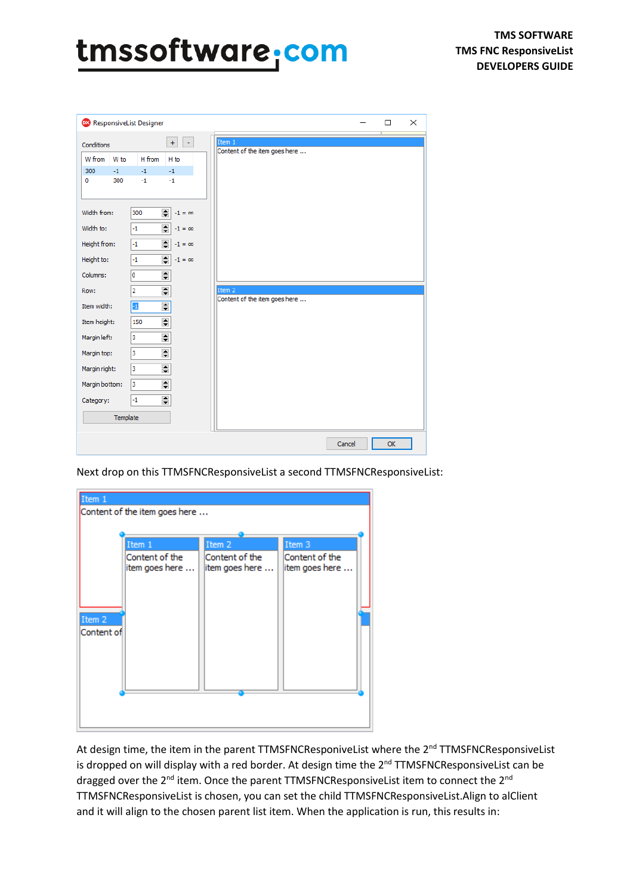Next drop on this TTMSFNCResponsiveList a second TTMSFNCResponsiveList:

At design time, the item in the parent TTMSFNCResponsiveList where the 2nd TTMSFNCResponsiveList is dropped on will display with a red border. At design time the 2nd TTMSFNCResponsiveList can be dragged over the 2nd item. Once the parent TTMSFNCResponsiveList item to connect the 2nd TTMSFNCResponsiveList is chosen, you can set the child TTMSFNCResponsiveList.Align to alClient and it will align to the chosen parent list item. When the application is run, this results in: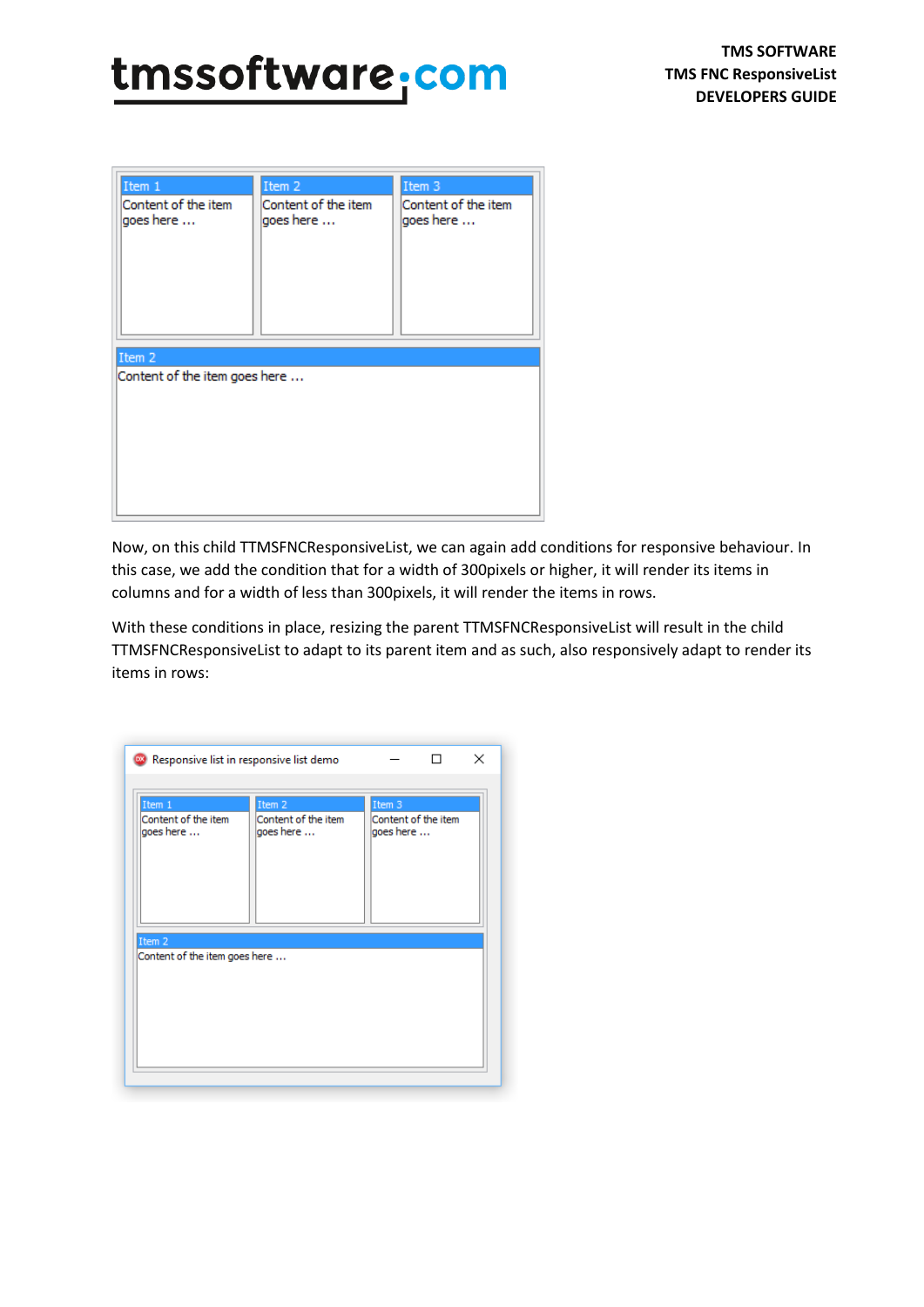Now, on this child TTMSFNCResponsiveList, we can again add conditions for responsive behaviour. In this case, we add the condition that for a width of 300pixels or higher, it will render its items in columns and for a width of less than 300pixels, it will render the items in rows.

With these conditions in place, resizing the parent TTMSFNCResponsiveList will result in the child TTMSFNCResponsiveList to adapt to its parent item and as such, also responsively adapt to render its items in rows: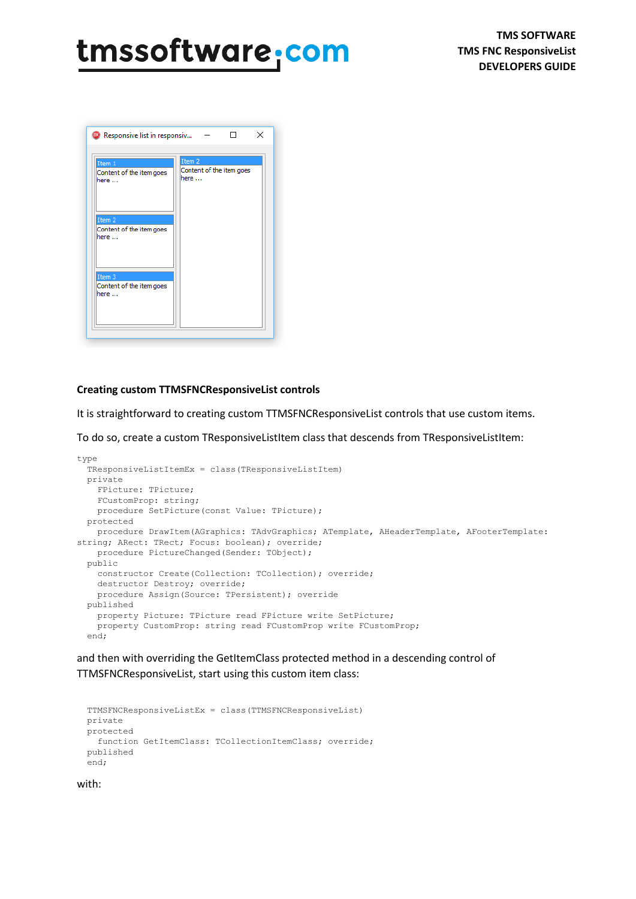**Creating custom TTMSFNCResponsiveList controls**

It is straightforward to creating custom TTMSFNCResponsiveList controls that use custom items.

To do so, create a custom TResponsiveListItem class that descends from TResponsiveListItem:

```
type
  TResponsiveListItemEx = class(TResponsiveListItem)
  private
    FPicture: TPicture;
    FCustomProp: string;
    procedure SetPicture(const Value: TPicture);
  protected
    procedure DrawItem(AGraphics: TAdvGraphics; ATemplate, AHeaderTemplate, AFooterTemplate:
string; ARect: TRect; Focus: boolean); override;
    procedure PictureChanged(Sender: TObject);
  public
    constructor Create(Collection: TCollection); override;
    destructor Destroy; override;
    procedure Assign(Source: TPersistent); override
  published
    property Picture: TPicture read FPicture write SetPicture;
    property CustomProp: string read FCustomProp write FCustomProp;
  end;
```

and then with overriding the GetItemClass protected method in a descending control of TTMSFNCResponsiveList, start using this custom item class:

```
  TTMSFNCResponsiveListEx = class(TTMSFNCResponsiveList)
  private
  protected
    function GetItemClass: TCollectionItemClass; override;
  published
  end;
```

with: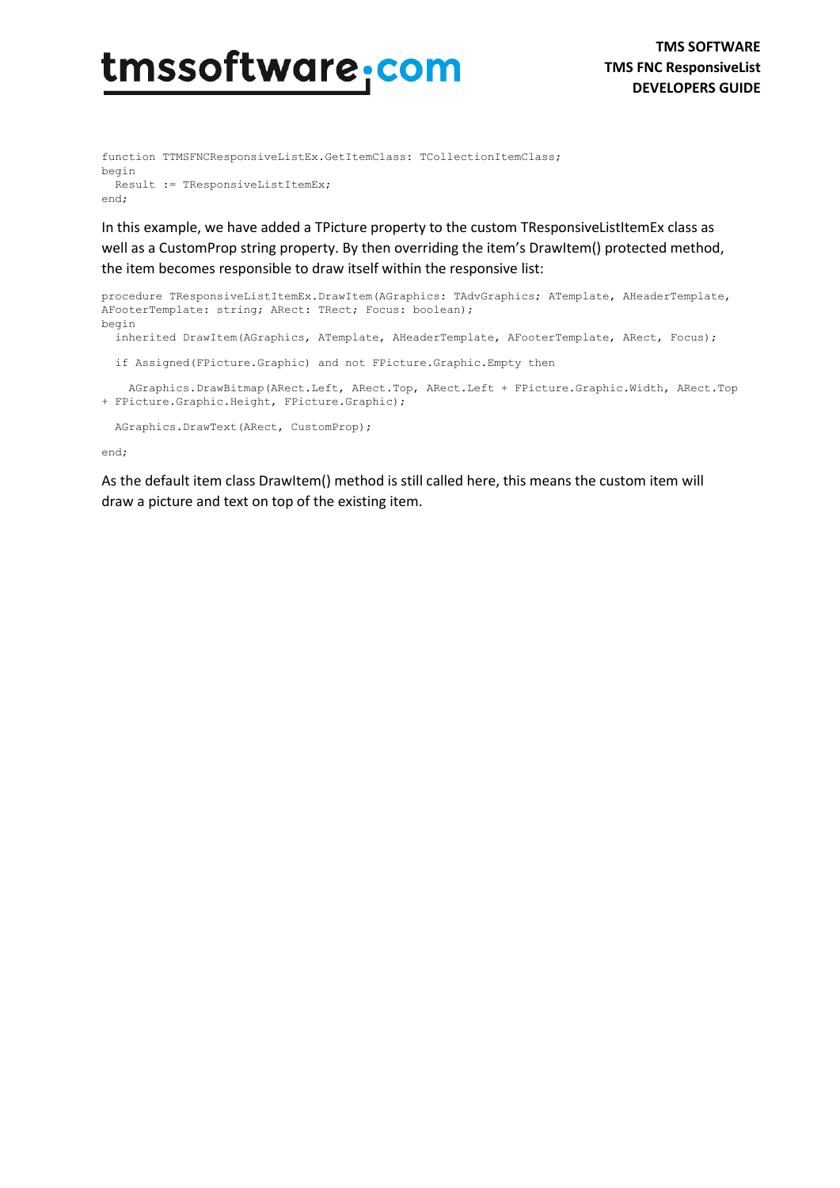```
function TTMSFNCResponsiveListEx.GetItemClass: TCollectionItemClass;
begin
  Result := TResponsiveListItemEx;
end;
```

In this example, we have added a TPicture property to the custom TResponsiveListItemEx class as well as a CustomProp string property. By then overriding the item's DrawItem() protected method, the item becomes responsible to draw itself within the responsive list:

```
procedure TResponsiveListItemEx.DrawItem(AGraphics: TAdvGraphics; ATemplate, AHeaderTemplate,
AFooterTemplate: string; ARect: TRect; Focus: boolean);
begin
  inherited DrawItem(AGraphics, ATemplate, AHeaderTemplate, AFooterTemplate, ARect, Focus);

  if Assigned(FPicture.Graphic) and not FPicture.Graphic.Empty then

    AGraphics.DrawBitmap(ARect.Left, ARect.Top, ARect.Left + FPicture.Graphic.Width, ARect.Top
+ FPicture.Graphic.Height, FPicture.Graphic);

  AGraphics.DrawText(ARect, CustomProp);

end;
```

As the default item class DrawItem() method is still called here, this means the custom item will draw a picture and text on top of the existing item.